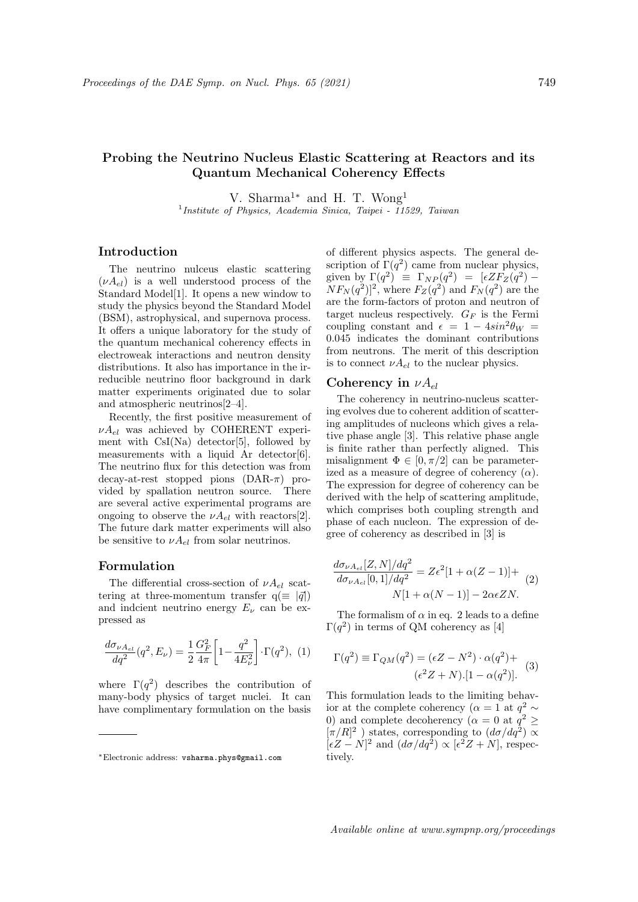# Probing the Neutrino Nucleus Elastic Scattering at Reactors and its Quantum Mechanical Coherency Effects

V. Sharma[1*] and H. T. Wong[1]

[1] *Institute of Physics, Academia Sinica, Taipei - 11529, Taiwan*

## Introduction

The neutrino nulceus elastic scattering ($\nu A_{el}$) is a well understood process of the Standard Model[1]. It opens a new window to study the physics beyond the Standard Model (BSM), astrophysical, and supernova process. It offers a unique laboratory for the study of the quantum mechanical coherency effects in electroweak interactions and neutron density distributions. It also has importance in the irreducible neutrino floor background in dark matter experiments originated due to solar and atmospheric neutrinos[2–4].

Recently, the first positive measurement of $\nu A_{el}$ was achieved by COHERENT experiment with CsI(Na) detector[5], followed by measurements with a liquid Ar detector[6]. The neutrino flux for this detection was from decay-at-rest stopped pions (DAR-$\pi$) provided by spallation neutron source. There are several active experimental programs are ongoing to observe the $\nu A_{el}$ with reactors[2]. The future dark matter experiments will also be sensitive to $\nu A_{el}$ from solar neutrinos.

## Formulation

The differential cross-section of $\nu A_{el}$ scattering at three-momentum transfer q($\equiv |\vec{q}|$) and indcient neutrino energy $E_\nu$ can be expressed as

$$\frac{d\sigma_{\nu A_{el}}}{dq^2}(q^2, E_\nu) = \frac{1}{2}\frac{G_F^2}{4\pi}\left[1 - \frac{q^2}{4E_\nu^2}\right]\cdot \Gamma(q^2), \quad (1)$$

where $\Gamma(q^2)$ describes the contribution of many-body physics of target nuclei. It can have complimentary formulation on the basis of different physics aspects. The general description of $\Gamma(q^2)$ came from nuclear physics, given by $\Gamma(q^2) \equiv \Gamma_{NP}(q^2) = [\epsilon Z F_Z(q^2) - N F_N(q^2)]^2$, where $F_Z(q^2)$ and $F_N(q^2)$ are the are the form-factors of proton and neutron of target nucleus respectively. $G_F$ is the Fermi coupling constant and $\epsilon = 1 - 4sin^2\theta_W = 0.045$ indicates the dominant contributions from neutrons. The merit of this description is to connect $\nu A_{el}$ to the nuclear physics.

## Coherency in $\nu A_{el}$

The coherency in neutrino-nucleus scattering evolves due to coherent addition of scattering amplitudes of nucleons which gives a relative phase angle [3]. This relative phase angle is finite rather than perfectly aligned. This misalignment $\Phi \in [0, \pi/2]$ can be parameterized as a measure of degree of coherency ($\alpha$). The expression for degree of coherency can be derived with the help of scattering amplitude, which comprises both coupling strength and phase of each nucleon. The expression of degree of coherency as described in [3] is

$$\frac{d\sigma_{\nu A_{el}}[Z,N]/dq^2}{d\sigma_{\nu A_{el}}[0,1]/dq^2} = Z\epsilon^2[1+\alpha(Z-1)] + N[1+\alpha(N-1)] - 2\alpha\epsilon ZN. \quad (2)$$

The formalism of $\alpha$ in eq. 2 leads to a define $\Gamma(q^2)$ in terms of QM coherency as [4]

$$\Gamma(q^2) \equiv \Gamma_{QM}(q^2) = (\epsilon Z - N^2)\cdot\alpha(q^2) + (\epsilon^2 Z + N).[1 - \alpha(q^2)]. \quad (3)$$

This formulation leads to the limiting behavior at the complete coherency ($\alpha = 1$ at $q^2 \sim 0$) and complete decoherency ($\alpha = 0$ at $q^2 \geq [\pi/R]^2$ ) states, corresponding to $(d\sigma/dq^2) \propto [\epsilon Z - N]^2$ and $(d\sigma/dq^2) \propto [\epsilon^2 Z + N]$, respectively.

*Electronic address: vsharma.phys@gmail.com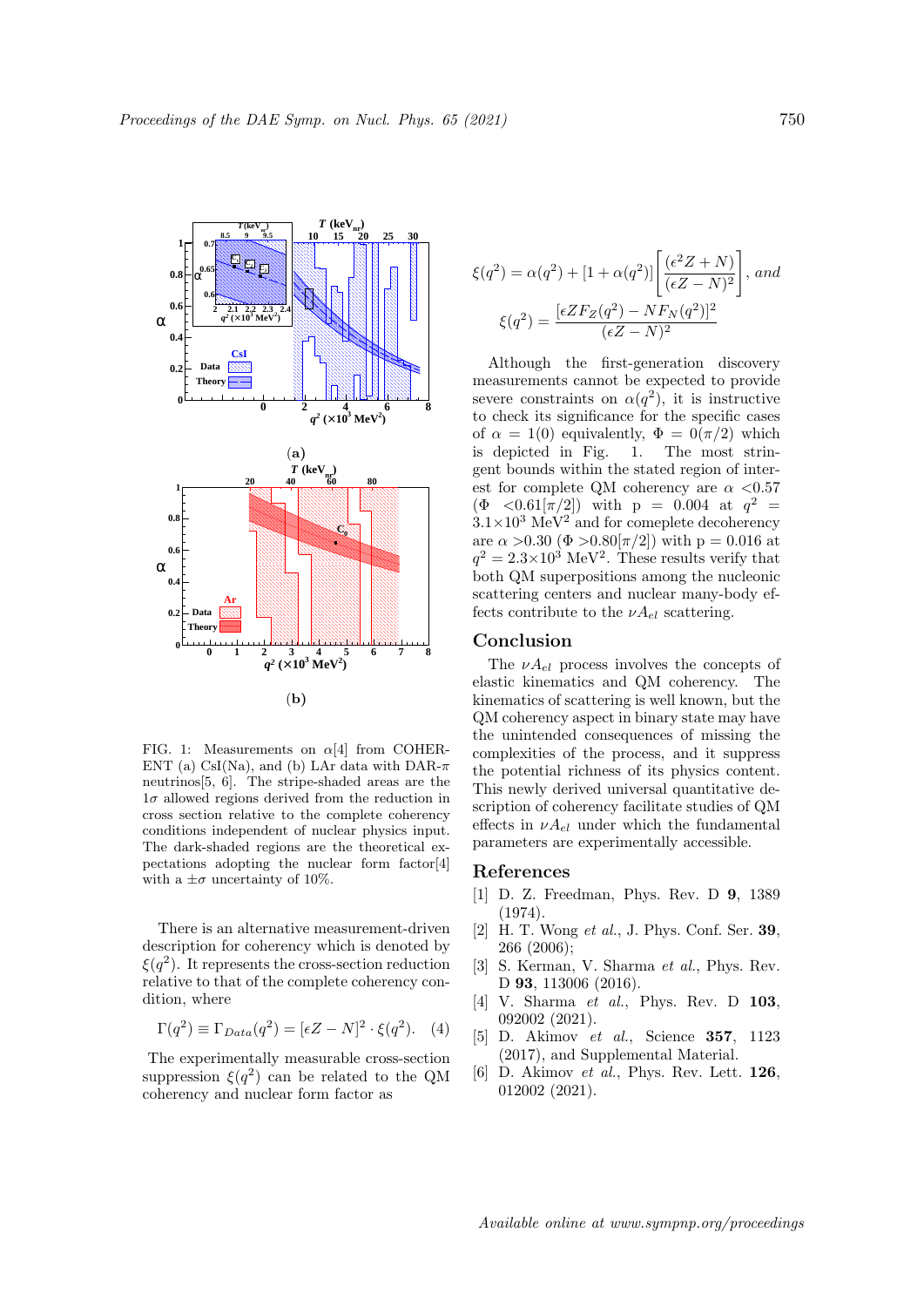T (keV$_{nr}$)

8.5 9 9.5

10 15 20 25 30

1

0.7

0.8

0.65

0.6

0.6

α

2 2.1 2.2 2.3 2.4

$q^2$ ($\times 10^3$ MeV$^2$)

0.4

CsI

0.2

Data

Theory

0

0 2 4 6 8

$q^2$ ($\times 10^3$ MeV$^2$)

(a)

T (keV$_{nr}$)

20 40 60 80

1

0.8

$C_0$

0.6

α

0.4

Ar

0.2

Data

Theory

0

0 1 2 3 4 5 6 7 8

$q^2$ ($\times 10^3$ MeV$^2$)

(b)

FIG. 1: Measurements on $\alpha$[4] from COHERENT (a) CsI(Na), and (b) LAr data with DAR-$\pi$ neutrinos[5, 6]. The stripe-shaded areas are the $1\sigma$ allowed regions derived from the reduction in cross section relative to the complete coherency conditions independent of nuclear physics input. The dark-shaded regions are the theoretical expectations adopting the nuclear form factor[4] with a $\pm\sigma$ uncertainty of 10%.

There is an alternative measurement-driven description for coherency which is denoted by $\xi(q^2)$. It represents the cross-section reduction relative to that of the complete coherency condition, where

$$\Gamma(q^2) \equiv \Gamma_{Data}(q^2) = [\epsilon Z - N]^2 \cdot \xi(q^2). \quad (4)$$

The experimentally measurable cross-section suppression $\xi(q^2)$ can be related to the QM coherency and nuclear form factor as

$$\xi(q^2) = \alpha(q^2) + [1 + \alpha(q^2)] \left[ \frac{(\epsilon^2 Z + N)}{(\epsilon Z - N)^2} \right], \textit{ and}$$

$$\xi(q^2) = \frac{[\epsilon Z F_Z(q^2) - N F_N(q^2)]^2}{(\epsilon Z - N)^2}$$

Although the first-generation discovery measurements cannot be expected to provide severe constraints on $\alpha(q^2)$, it is instructive to check its significance for the specific cases of $\alpha = 1(0)$ equivalently, $\Phi = 0(\pi/2)$ which is depicted in Fig. 1. The most stringent bounds within the stated region of interest for complete QM coherency are $\alpha < 0.57$ ($\Phi < 0.61[\pi/2]$) with p = 0.004 at $q^2 = 3.1 \times 10^3$ MeV$^2$ and for comeplete decoherency are $\alpha > 0.30$ ($\Phi > 0.80[\pi/2]$) with p = 0.016 at $q^2 = 2.3 \times 10^3$ MeV$^2$. These results verify that both QM superpositions among the nucleonic scattering centers and nuclear many-body effects contribute to the $\nu A_{el}$ scattering.

## Conclusion

The $\nu A_{el}$ process involves the concepts of elastic kinematics and QM coherency. The kinematics of scattering is well known, but the QM coherency aspect in binary state may have the unintended consequences of missing the complexities of the process, and it suppress the potential richness of its physics content. This newly derived universal quantitative description of coherency facilitate studies of QM effects in $\nu A_{el}$ under which the fundamental parameters are experimentally accessible.

## References

[1] D. Z. Freedman, Phys. Rev. D **9**, 1389 (1974).

[2] H. T. Wong *et al.*, J. Phys. Conf. Ser. **39**, 266 (2006);

[3] S. Kerman, V. Sharma *et al.*, Phys. Rev. D **93**, 113006 (2016).

[4] V. Sharma *et al.*, Phys. Rev. D **103**, 092002 (2021).

[5] D. Akimov *et al.*, Science **357**, 1123 (2017), and Supplemental Material.

[6] D. Akimov *et al.*, Phys. Rev. Lett. **126**, 012002 (2021).